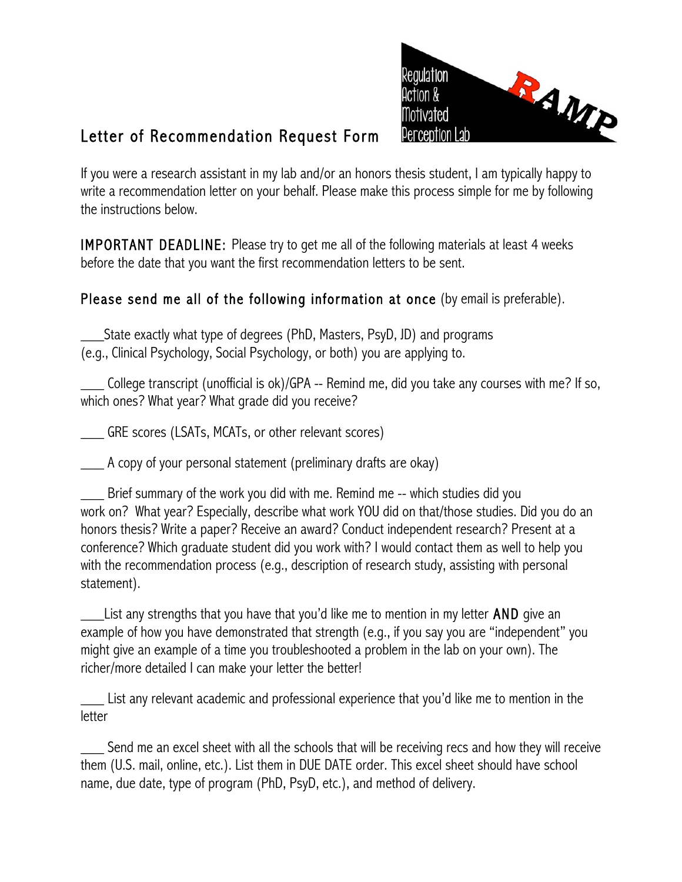Regulation Action & Motivated Perception Lab RAMP

# Letter of Recommendation Request Form

If you were a research assistant in my lab and/or an honors thesis student, I am typically happy to write a recommendation letter on your behalf. Please make this process simple for me by following the instructions below.

**IMPORTANT DEADLINE:** Please try to get me all of the following materials at least 4 weeks before the date that you want the first recommendation letters to be sent.

**Please send me all of the following information at once** (by email is preferable).

___State exactly what type of degrees (PhD, Masters, PsyD, JD) and programs (e.g., Clinical Psychology, Social Psychology, or both) you are applying to.

___ College transcript (unofficial is ok)/GPA -- Remind me, did you take any courses with me? If so, which ones? What year? What grade did you receive?

___ GRE scores (LSATs, MCATs, or other relevant scores)

___ A copy of your personal statement (preliminary drafts are okay)

___ Brief summary of the work you did with me. Remind me -- which studies did you work on? What year? Especially, describe what work YOU did on that/those studies. Did you do an honors thesis? Write a paper? Receive an award? Conduct independent research? Present at a conference? Which graduate student did you work with? I would contact them as well to help you with the recommendation process (e.g., description of research study, assisting with personal statement).

___List any strengths that you have that you'd like me to mention in my letter **AND** give an example of how you have demonstrated that strength (e.g., if you say you are "independent" you might give an example of a time you troubleshooted a problem in the lab on your own). The richer/more detailed I can make your letter the better!

___ List any relevant academic and professional experience that you'd like me to mention in the letter

___ Send me an excel sheet with all the schools that will be receiving recs and how they will receive them (U.S. mail, online, etc.). List them in DUE DATE order. This excel sheet should have school name, due date, type of program (PhD, PsyD, etc.), and method of delivery.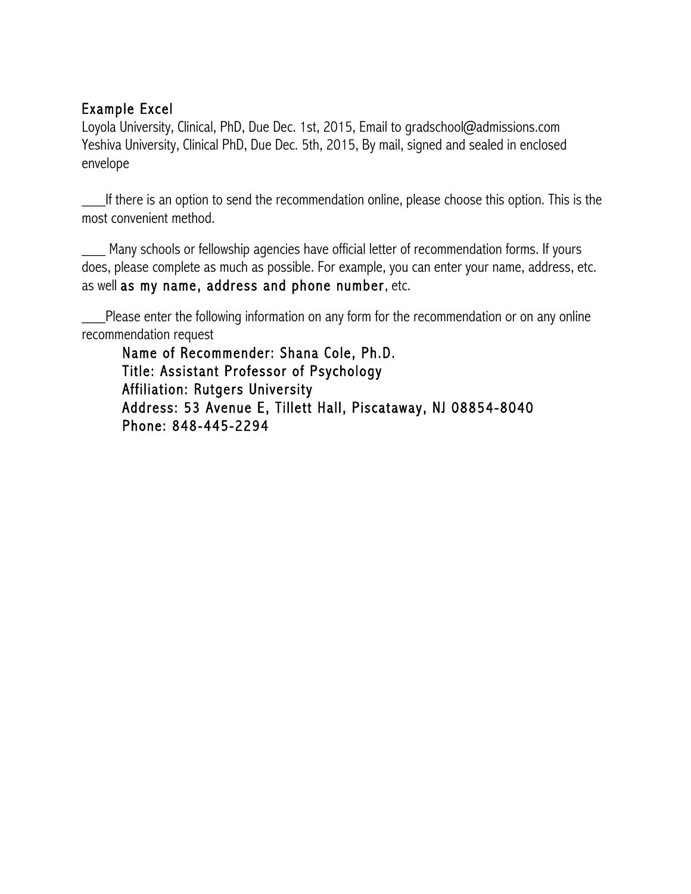Example Excel

Loyola University, Clinical, PhD, Due Dec. 1st, 2015, Email to gradschool@admissions.com
Yeshiva University, Clinical PhD, Due Dec. 5th, 2015, By mail, signed and sealed in enclosed envelope

___If there is an option to send the recommendation online, please choose this option. This is the most convenient method.

___ Many schools or fellowship agencies have official letter of recommendation forms. If yours does, please complete as much as possible. For example, you can enter your name, address, etc. as well as my name, address and phone number, etc.

___Please enter the following information on any form for the recommendation or on any online recommendation request

Name of Recommender: Shana Cole, Ph.D.
Title: Assistant Professor of Psychology
Affiliation: Rutgers University
Address: 53 Avenue E, Tillett Hall, Piscataway, NJ 08854-8040
Phone: 848-445-2294